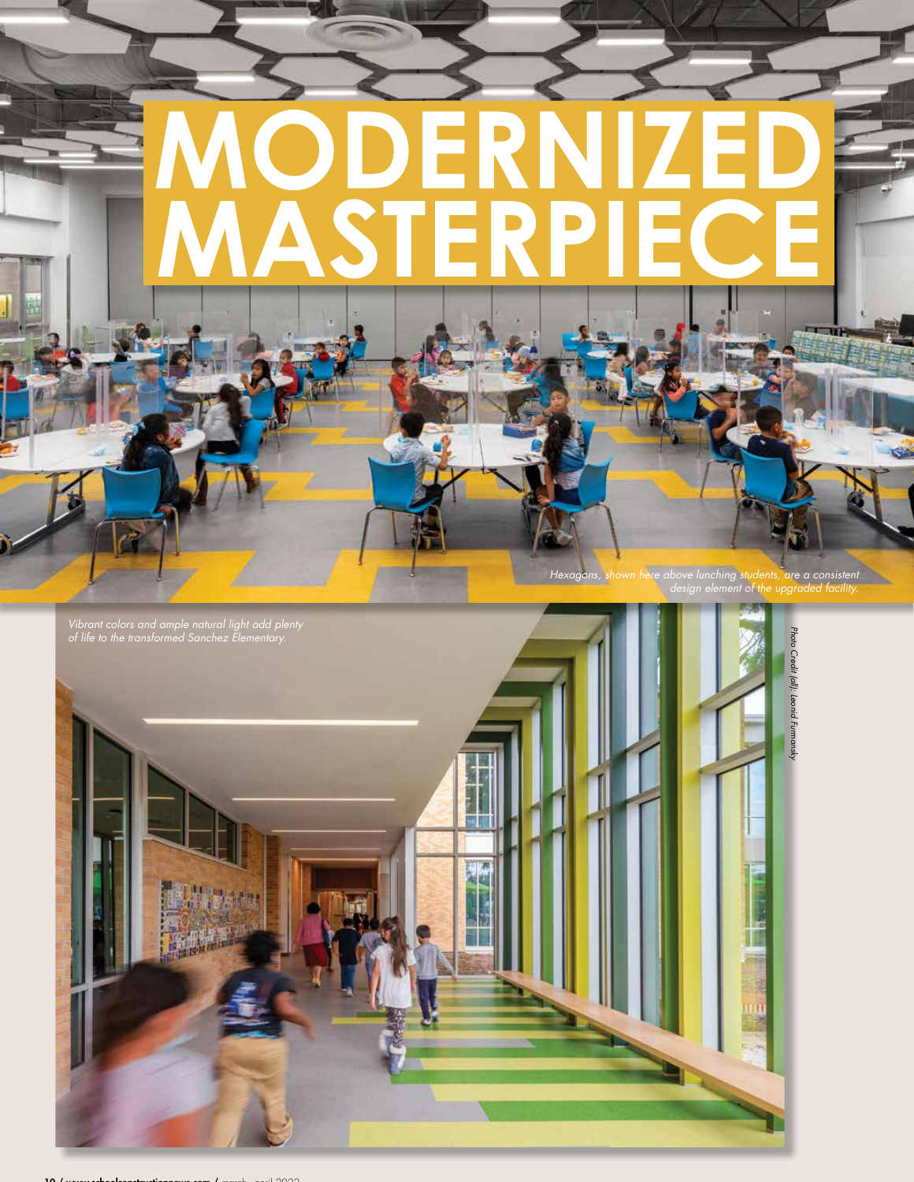# MODERNIZED MASTERPIECE

*Hexagons, shown here above lunching students, are a consistent design element of the upgraded facility.*

*Vibrant colors and ample natural light add plenty of life to the transformed Sanchez Elementary.*

*Photo Credit (all): Leonid Furmansky*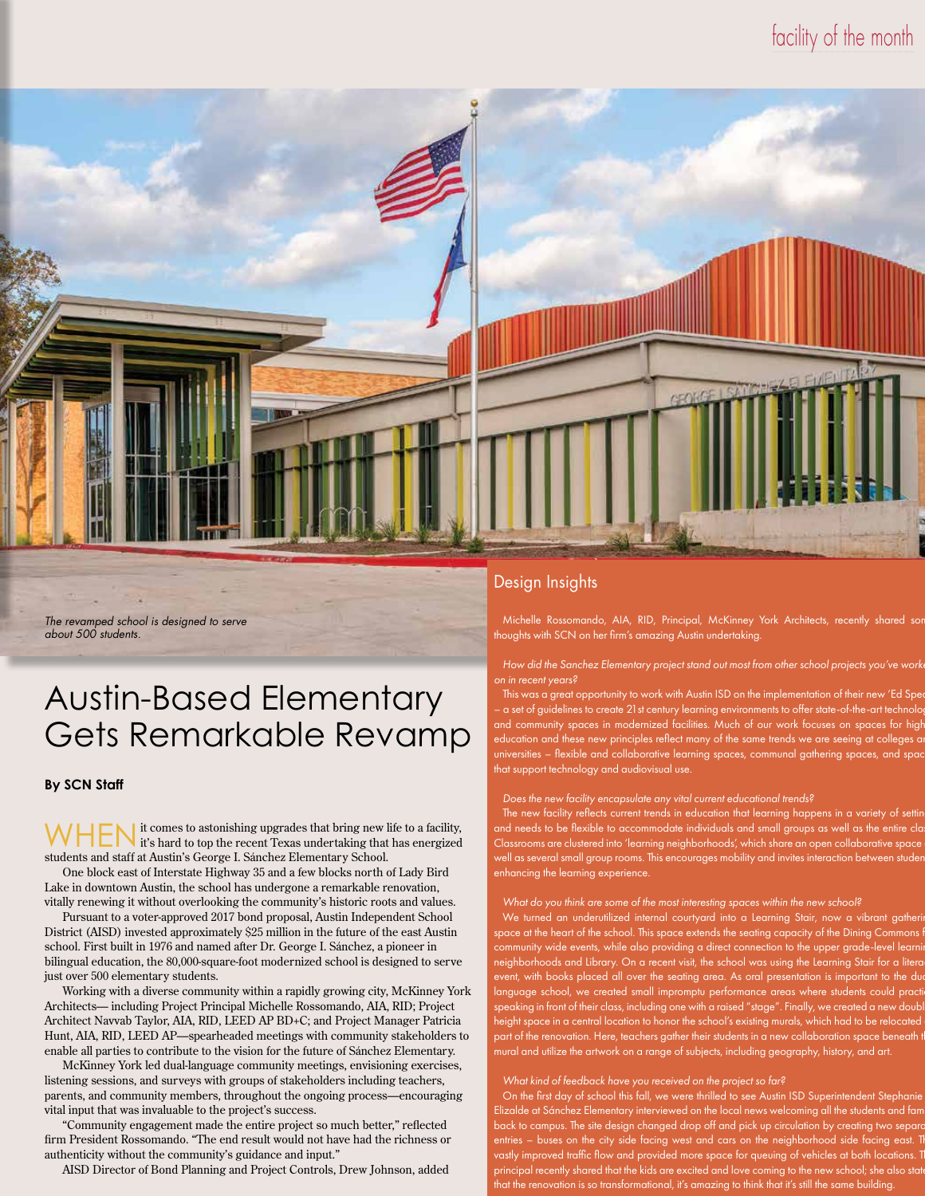The revamped school is designed to serve about 500 students.

# Austin-Based Elementary Gets Remarkable Revamp

**By SCN Staff**

WHEN it comes to astonishing upgrades that bring new life to a facility, it's hard to top the recent Texas undertaking that has energized students and staff at Austin's George I. Sánchez Elementary School.

One block east of Interstate Highway 35 and a few blocks north of Lady Bird Lake in downtown Austin, the school has undergone a remarkable renovation, vitally renewing it without overlooking the community's historic roots and values.

Pursuant to a voter-approved 2017 bond proposal, Austin Independent School District (AISD) invested approximately $25 million in the future of the east Austin school. First built in 1976 and named after Dr. George I. Sánchez, a pioneer in bilingual education, the 80,000-square-foot modernized school is designed to serve just over 500 elementary students.

Working with a diverse community within a rapidly growing city, McKinney York Architects— including Project Principal Michelle Rossomando, AIA, RID; Project Architect Navvab Taylor, AIA, RID, LEED AP BD+C; and Project Manager Patricia Hunt, AIA, RID, LEED AP—spearheaded meetings with community stakeholders to enable all parties to contribute to the vision for the future of Sánchez Elementary.

McKinney York led dual-language community meetings, envisioning exercises, listening sessions, and surveys with groups of stakeholders including teachers, parents, and community members, throughout the ongoing process—encouraging vital input that was invaluable to the project's success.

"Community engagement made the entire project so much better," reflected firm President Rossomando. "The end result would not have had the richness or authenticity without the community's guidance and input."

AISD Director of Bond Planning and Project Controls, Drew Johnson, added

## Design Insights

Michelle Rossomando, AIA, RID, Principal, McKinney York Architects, recently shared son thoughts with SCN on her firm's amazing Austin undertaking.

*How did the Sanchez Elementary project stand out most from other school projects you've worke on in recent years?*

This was a great opportunity to work with Austin ISD on the implementation of their new 'Ed Spec – a set of guidelines to create 21st century learning environments to offer state-of-the-art technolog and community spaces in modernized facilities. Much of our work focuses on spaces for high education and these new principles reflect many of the same trends we are seeing at colleges an universities – flexible and collaborative learning spaces, communal gathering spaces, and spac that support technology and audiovisual use.

*Does the new facility encapsulate any vital current educational trends?*

The new facility reflects current trends in education that learning happens in a variety of settin and needs to be flexible to accommodate individuals and small groups as well as the entire cla Classrooms are clustered into 'learning neighborhoods', which share an open collaborative space well as several small group rooms. This encourages mobility and invites interaction between studen enhancing the learning experience.

*What do you think are some of the most interesting spaces within the new school?*

We turned an underutilized internal courtyard into a Learning Stair, now a vibrant gatherin space at the heart of the school. This space extends the seating capacity of the Dining Commons f community wide events, while also providing a direct connection to the upper grade-level learnin neighborhoods and Library. On a recent visit, the school was using the Learning Stair for a litera event, with books placed all over the seating area. As oral presentation is important to the du language school, we created small impromptu performance areas where students could practi speaking in front of their class, including one with a raised "stage". Finally, we created a new doubl height space in a central location to honor the school's existing murals, which had to be relocated part of the renovation. Here, teachers gather their students in a new collaboration space beneath th mural and utilize the artwork on a range of subjects, including geography, history, and art.

*What kind of feedback have you received on the project so far?*

On the first day of school this fall, we were thrilled to see Austin ISD Superintendent Stephanie Elizalde at Sánchez Elementary interviewed on the local news welcoming all the students and fam back to campus. The site design changed drop off and pick up circulation by creating two separa entries – buses on the city side facing west and cars on the neighborhood side facing east. T vastly improved traffic flow and provided more space for queuing of vehicles at both locations. T principal recently shared that the kids are excited and love coming to the new school; she also state that the renovation is so transformational, it's amazing to think that it's still the same building.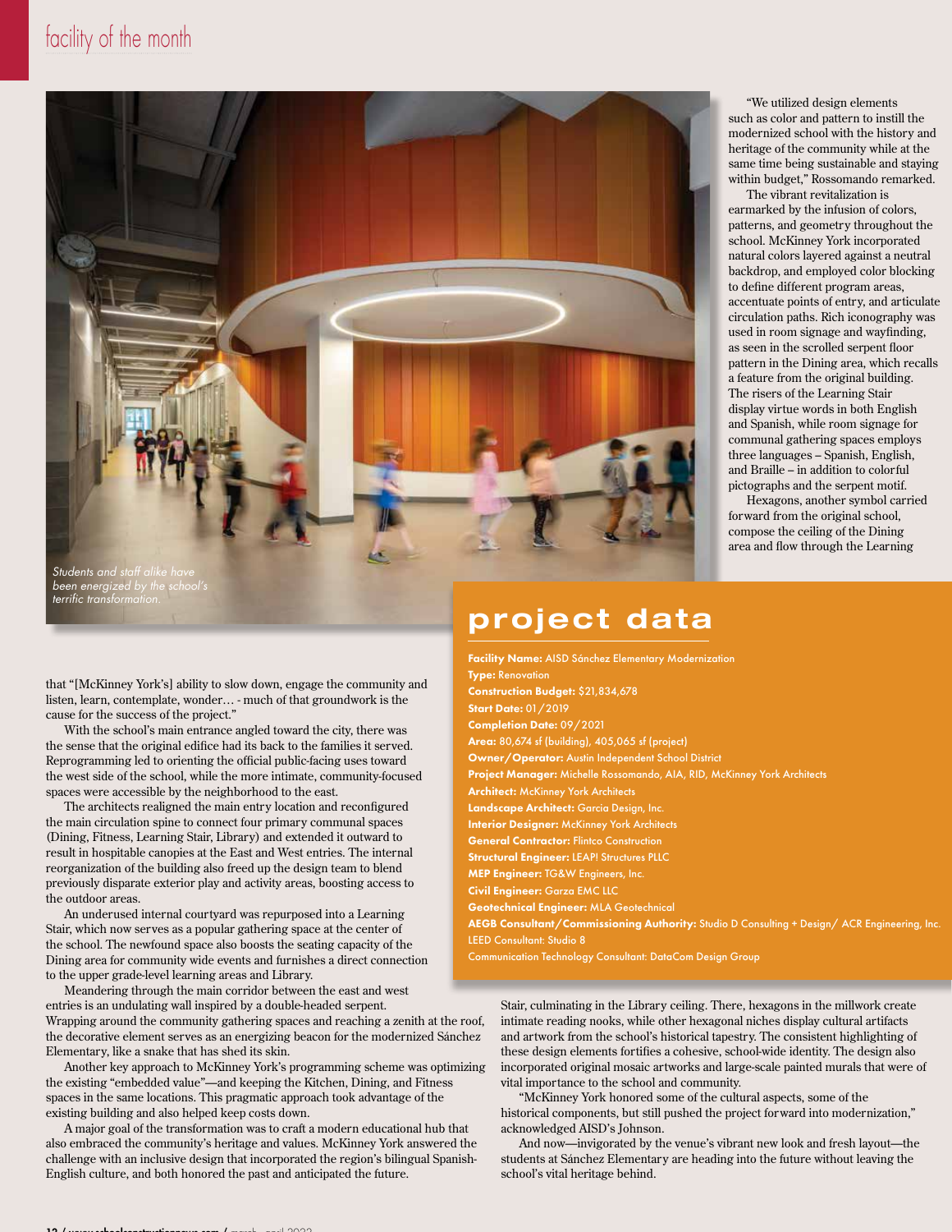Students and staff alike have been energized by the school's terrific transformation.

that "[McKinney York's] ability to slow down, engage the community and listen, learn, contemplate, wonder… - much of that groundwork is the cause for the success of the project."

With the school's main entrance angled toward the city, there was the sense that the original edifice had its back to the families it served. Reprogramming led to orienting the official public-facing uses toward the west side of the school, while the more intimate, community-focused spaces were accessible by the neighborhood to the east.

The architects realigned the main entry location and reconfigured the main circulation spine to connect four primary communal spaces (Dining, Fitness, Learning Stair, Library) and extended it outward to result in hospitable canopies at the East and West entries. The internal reorganization of the building also freed up the design team to blend previously disparate exterior play and activity areas, boosting access to the outdoor areas.

An underused internal courtyard was repurposed into a Learning Stair, which now serves as a popular gathering space at the center of the school. The newfound space also boosts the seating capacity of the Dining area for community wide events and furnishes a direct connection to the upper grade-level learning areas and Library.

Meandering through the main corridor between the east and west entries is an undulating wall inspired by a double-headed serpent. Wrapping around the community gathering spaces and reaching a zenith at the roof, the decorative element serves as an energizing beacon for the modernized Sánchez Elementary, like a snake that has shed its skin.

Another key approach to McKinney York's programming scheme was optimizing the existing "embedded value"—and keeping the Kitchen, Dining, and Fitness spaces in the same locations. This pragmatic approach took advantage of the existing building and also helped keep costs down.

A major goal of the transformation was to craft a modern educational hub that also embraced the community's heritage and values. McKinney York answered the challenge with an inclusive design that incorporated the region's bilingual Spanish-English culture, and both honored the past and anticipated the future.

"We utilized design elements such as color and pattern to instill the modernized school with the history and heritage of the community while at the same time being sustainable and staying within budget," Rossomando remarked.

The vibrant revitalization is earmarked by the infusion of colors, patterns, and geometry throughout the school. McKinney York incorporated natural colors layered against a neutral backdrop, and employed color blocking to define different program areas, accentuate points of entry, and articulate circulation paths. Rich iconography was used in room signage and wayfinding, as seen in the scrolled serpent floor pattern in the Dining area, which recalls a feature from the original building. The risers of the Learning Stair display virtue words in both English and Spanish, while room signage for communal gathering spaces employs three languages – Spanish, English, and Braille – in addition to colorful pictographs and the serpent motif.

Hexagons, another symbol carried forward from the original school, compose the ceiling of the Dining area and flow through the Learning Stair, culminating in the Library ceiling. There, hexagons in the millwork create intimate reading nooks, while other hexagonal niches display cultural artifacts and artwork from the school's historical tapestry. The consistent highlighting of these design elements fortifies a cohesive, school-wide identity. The design also incorporated original mosaic artworks and large-scale painted murals that were of vital importance to the school and community.

"McKinney York honored some of the cultural aspects, some of the historical components, but still pushed the project forward into modernization," acknowledged AISD's Johnson.

And now—invigorated by the venue's vibrant new look and fresh layout—the students at Sánchez Elementary are heading into the future without leaving the school's vital heritage behind.

## project data

**Facility Name:** AISD Sánchez Elementary Modernization
**Type:** Renovation
**Construction Budget:** $21,834,678
**Start Date:** 01/2019
**Completion Date:** 09/2021
**Area:** 80,674 sf (building), 405,065 sf (project)
**Owner/Operator:** Austin Independent School District
**Project Manager:** Michelle Rossomando, AIA, RID, McKinney York Architects
**Architect:** McKinney York Architects
**Landscape Architect:** Garcia Design, Inc.
**Interior Designer:** McKinney York Architects
**General Contractor:** Flintco Construction
**Structural Engineer:** LEAP! Structures PLLC
**MEP Engineer:** TG&W Engineers, Inc.
**Civil Engineer:** Garza EMC LLC
**Geotechnical Engineer:** MLA Geotechnical
**AEGB Consultant/Commissioning Authority:** Studio D Consulting + Design/ ACR Engineering, Inc.
LEED Consultant: Studio 8
Communication Technology Consultant: DataCom Design Group